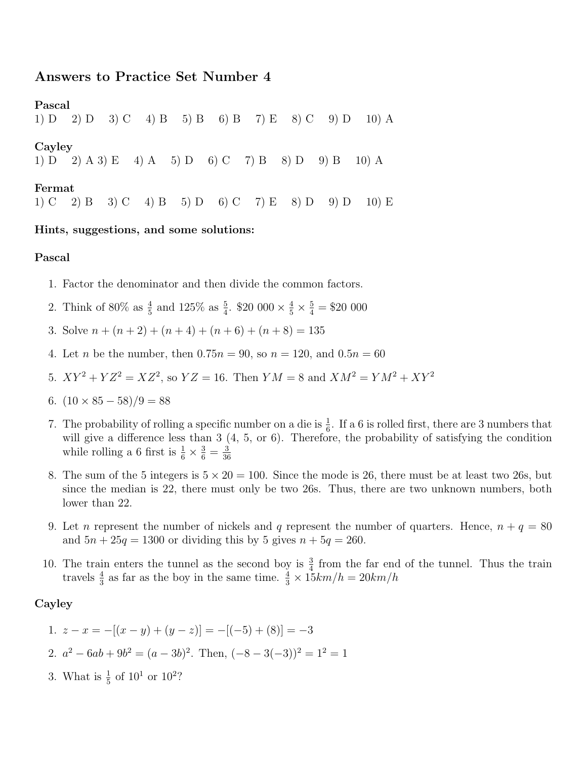# Answers to Practice Set Number 4

**Pascal**

1) D  2) D  3) C  4) B  5) B  6) B  7) E  8) C  9) D  10) A

**Cayley**

1) D  2) A 3) E  4) A  5) D  6) C  7) B  8) D  9) B  10) A

**Fermat**

1) C  2) B  3) C  4) B  5) D  6) C  7) E  8) D  9) D  10) E

**Hints, suggestions, and some solutions:**

**Pascal**

1. Factor the denominator and then divide the common factors.
2. Think of 80% as $\frac{4}{5}$ and 125% as $\frac{5}{4}$. $\$20\ 000 \times \frac{4}{5} \times \frac{5}{4} = \$20\ 000$
3. Solve $n + (n + 2) + (n + 4) + (n + 6) + (n + 8) = 135$
4. Let $n$ be the number, then $0.75n = 90$, so $n = 120$, and $0.5n = 60$
5. $XY^2 + YZ^2 = XZ^2$, so $YZ = 16$. Then $YM = 8$ and $XM^2 = YM^2 + XY^2$
6. $(10 \times 85 - 58)/9 = 88$
7. The probability of rolling a specific number on a die is $\frac{1}{6}$. If a 6 is rolled first, there are 3 numbers that will give a difference less than 3 (4, 5, or 6). Therefore, the probability of satisfying the condition while rolling a 6 first is $\frac{1}{6} \times \frac{3}{6} = \frac{3}{36}$
8. The sum of the 5 integers is $5 \times 20 = 100$. Since the mode is 26, there must be at least two 26s, but since the median is 22, there must only be two 26s. Thus, there are two unknown numbers, both lower than 22.
9. Let $n$ represent the number of nickels and $q$ represent the number of quarters. Hence, $n + q = 80$ and $5n + 25q = 1300$ or dividing this by 5 gives $n + 5q = 260$.
10. The train enters the tunnel as the second boy is $\frac{3}{4}$ from the far end of the tunnel. Thus the train travels $\frac{4}{3}$ as far as the boy in the same time. $\frac{4}{3} \times 15km/h = 20km/h$

**Cayley**

1. $z - x = -[(x - y) + (y - z)] = -[(-5) + (8)] = -3$
2. $a^2 - 6ab + 9b^2 = (a - 3b)^2$. Then, $(-8 - 3(-3))^2 = 1^2 = 1$
3. What is $\frac{1}{5}$ of $10^1$ or $10^2$?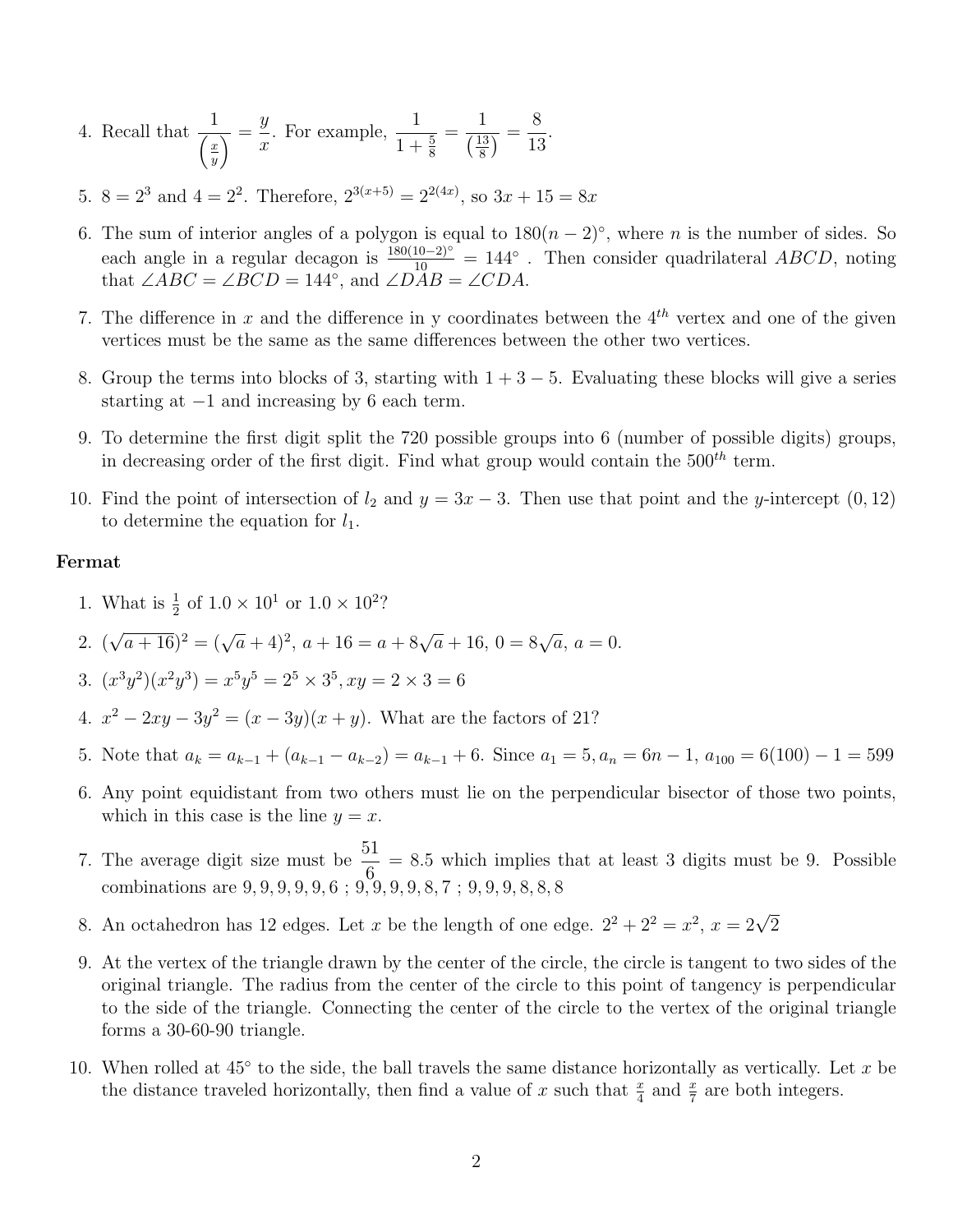4. Recall that $\dfrac{1}{\left(\frac{x}{y}\right)} = \dfrac{y}{x}$. For example, $\dfrac{1}{1+\frac{5}{8}} = \dfrac{1}{\left(\frac{13}{8}\right)} = \dfrac{8}{13}$.

5. $8 = 2^3$ and $4 = 2^2$. Therefore, $2^{3(x+5)} = 2^{2(4x)}$, so $3x + 15 = 8x$

6. The sum of interior angles of a polygon is equal to $180(n-2)^\circ$, where $n$ is the number of sides. So each angle in a regular decagon is $\frac{180(10-2)^\circ}{10} = 144^\circ$ . Then consider quadrilateral $ABCD$, noting that $\angle ABC = \angle BCD = 144^\circ$, and $\angle DAB = \angle CDA$.

7. The difference in $x$ and the difference in y coordinates between the $4^{th}$ vertex and one of the given vertices must be the same as the same differences between the other two vertices.

8. Group the terms into blocks of 3, starting with $1 + 3 - 5$. Evaluating these blocks will give a series starting at $-1$ and increasing by 6 each term.

9. To determine the first digit split the 720 possible groups into 6 (number of possible digits) groups, in decreasing order of the first digit. Find what group would contain the $500^{th}$ term.

10. Find the point of intersection of $l_2$ and $y = 3x - 3$. Then use that point and the $y$-intercept $(0, 12)$ to determine the equation for $l_1$.

**Fermat**

1. What is $\frac{1}{2}$ of $1.0 \times 10^1$ or $1.0 \times 10^2$?

2. $(\sqrt{a+16})^2 = (\sqrt{a} + 4)^2$, $a + 16 = a + 8\sqrt{a} + 16$, $0 = 8\sqrt{a}$, $a = 0$.

3. $(x^3y^2)(x^2y^3) = x^5y^5 = 2^5 \times 3^5, xy = 2 \times 3 = 6$

4. $x^2 - 2xy - 3y^2 = (x - 3y)(x + y)$. What are the factors of 21?

5. Note that $a_k = a_{k-1} + (a_{k-1} - a_{k-2}) = a_{k-1} + 6$. Since $a_1 = 5, a_n = 6n - 1$, $a_{100} = 6(100) - 1 = 599$

6. Any point equidistant from two others must lie on the perpendicular bisector of those two points, which in this case is the line $y = x$.

7. The average digit size must be $\dfrac{51}{6} = 8.5$ which implies that at least 3 digits must be 9. Possible combinations are $9, 9, 9, 9, 9, 6$ ; $9, 9, 9, 9, 8, 7$ ; $9, 9, 9, 8, 8, 8$

8. An octahedron has 12 edges. Let $x$ be the length of one edge. $2^2 + 2^2 = x^2$, $x = 2\sqrt{2}$

9. At the vertex of the triangle drawn by the center of the circle, the circle is tangent to two sides of the original triangle. The radius from the center of the circle to this point of tangency is perpendicular to the side of the triangle. Connecting the center of the circle to the vertex of the original triangle forms a 30-60-90 triangle.

10. When rolled at $45^\circ$ to the side, the ball travels the same distance horizontally as vertically. Let $x$ be the distance traveled horizontally, then find a value of $x$ such that $\frac{x}{4}$ and $\frac{x}{7}$ are both integers.